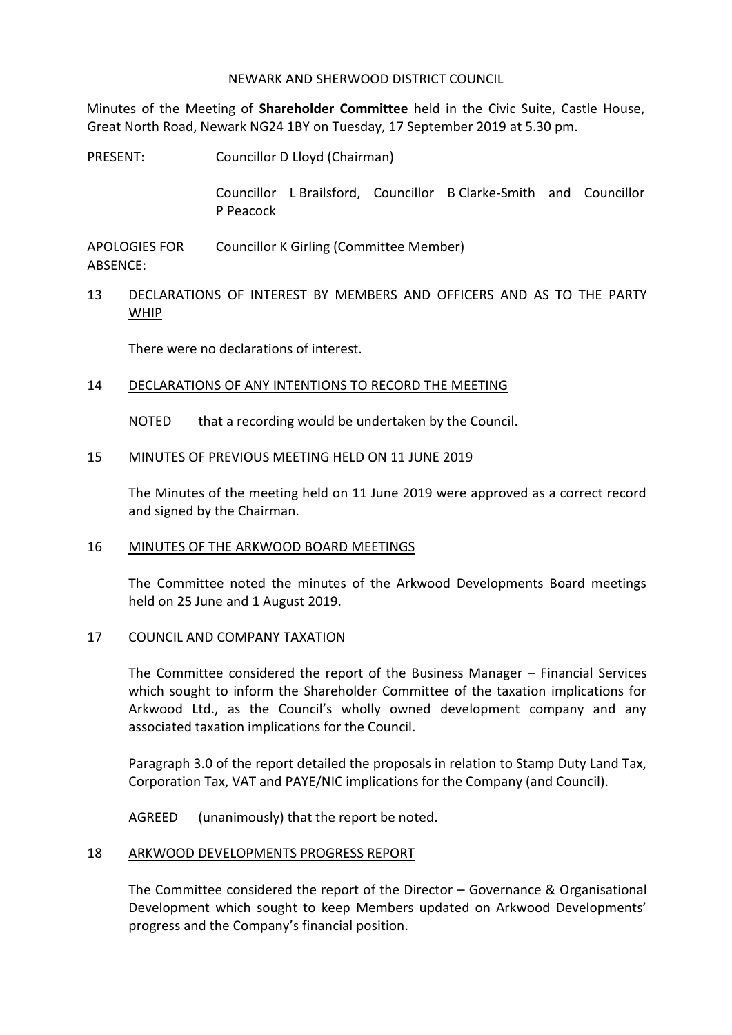NEWARK AND SHERWOOD DISTRICT COUNCIL

Minutes of the Meeting of **Shareholder Committee** held in the Civic Suite, Castle House, Great North Road, Newark NG24 1BY on Tuesday, 17 September 2019 at 5.30 pm.

PRESENT: Councillor D Lloyd (Chairman)

Councillor L Brailsford, Councillor B Clarke-Smith and Councillor P Peacock

APOLOGIES FOR ABSENCE: Councillor K Girling (Committee Member)

## 13 DECLARATIONS OF INTEREST BY MEMBERS AND OFFICERS AND AS TO THE PARTY WHIP

There were no declarations of interest.

## 14 DECLARATIONS OF ANY INTENTIONS TO RECORD THE MEETING

NOTED that a recording would be undertaken by the Council.

## 15 MINUTES OF PREVIOUS MEETING HELD ON 11 JUNE 2019

The Minutes of the meeting held on 11 June 2019 were approved as a correct record and signed by the Chairman.

## 16 MINUTES OF THE ARKWOOD BOARD MEETINGS

The Committee noted the minutes of the Arkwood Developments Board meetings held on 25 June and 1 August 2019.

## 17 COUNCIL AND COMPANY TAXATION

The Committee considered the report of the Business Manager – Financial Services which sought to inform the Shareholder Committee of the taxation implications for Arkwood Ltd., as the Council's wholly owned development company and any associated taxation implications for the Council.

Paragraph 3.0 of the report detailed the proposals in relation to Stamp Duty Land Tax, Corporation Tax, VAT and PAYE/NIC implications for the Company (and Council).

AGREED (unanimously) that the report be noted.

## 18 ARKWOOD DEVELOPMENTS PROGRESS REPORT

The Committee considered the report of the Director – Governance & Organisational Development which sought to keep Members updated on Arkwood Developments' progress and the Company's financial position.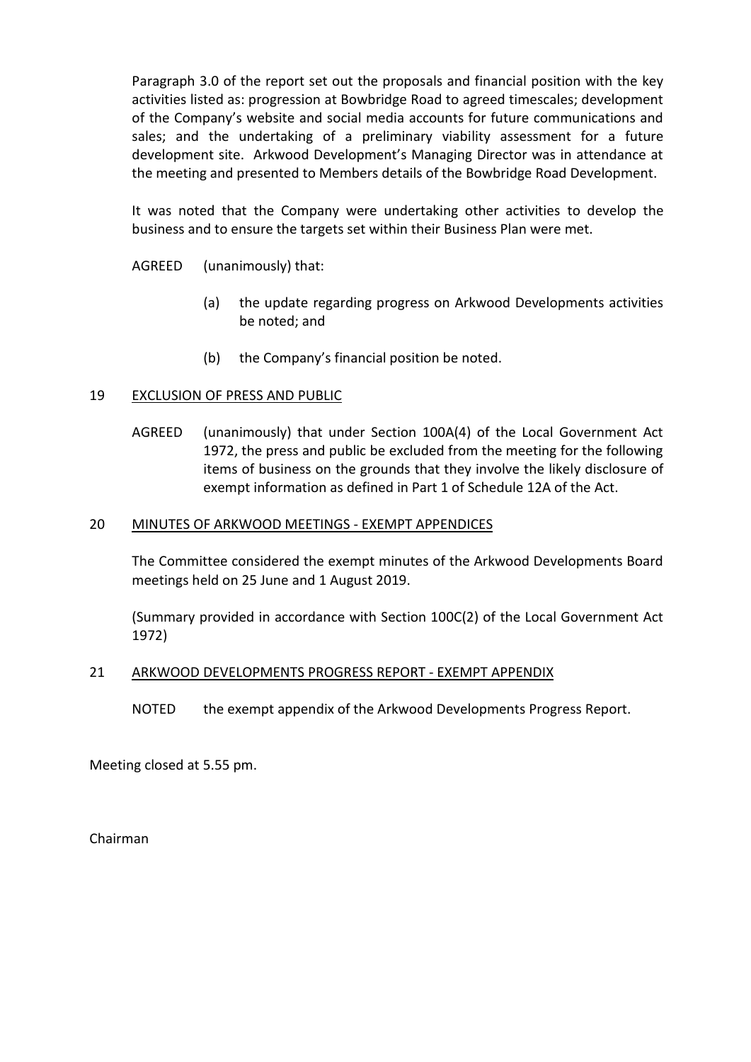Paragraph 3.0 of the report set out the proposals and financial position with the key activities listed as: progression at Bowbridge Road to agreed timescales; development of the Company's website and social media accounts for future communications and sales; and the undertaking of a preliminary viability assessment for a future development site. Arkwood Development's Managing Director was in attendance at the meeting and presented to Members details of the Bowbridge Road Development.

It was noted that the Company were undertaking other activities to develop the business and to ensure the targets set within their Business Plan were met.

AGREED (unanimously) that:

(a) the update regarding progress on Arkwood Developments activities be noted; and

(b) the Company's financial position be noted.

## 19 EXCLUSION OF PRESS AND PUBLIC

AGREED (unanimously) that under Section 100A(4) of the Local Government Act 1972, the press and public be excluded from the meeting for the following items of business on the grounds that they involve the likely disclosure of exempt information as defined in Part 1 of Schedule 12A of the Act.

## 20 MINUTES OF ARKWOOD MEETINGS - EXEMPT APPENDICES

The Committee considered the exempt minutes of the Arkwood Developments Board meetings held on 25 June and 1 August 2019.

(Summary provided in accordance with Section 100C(2) of the Local Government Act 1972)

## 21 ARKWOOD DEVELOPMENTS PROGRESS REPORT - EXEMPT APPENDIX

NOTED the exempt appendix of the Arkwood Developments Progress Report.

Meeting closed at 5.55 pm.

Chairman